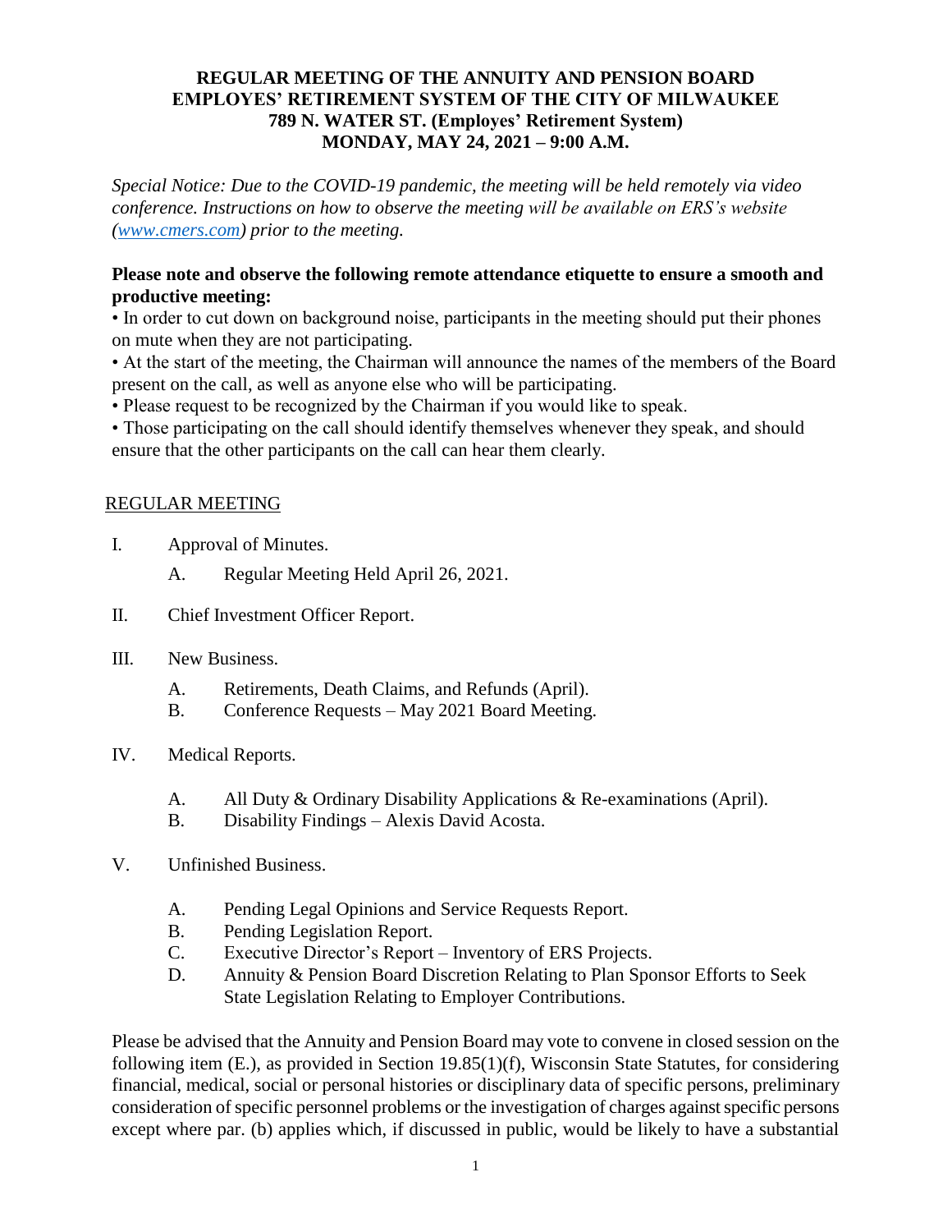# REGULAR MEETING OF THE ANNUITY AND PENSION BOARD
## EMPLOYES' RETIREMENT SYSTEM OF THE CITY OF MILWAUKEE
### 789 N. WATER ST. (Employes' Retirement System)
### MONDAY, MAY 24, 2021 – 9:00 A.M.

*Special Notice: Due to the COVID-19 pandemic, the meeting will be held remotely via video conference. Instructions on how to observe the meeting will be available on ERS's website ([www.cmers.com](http://www.cmers.com)) prior to the meeting.*

**Please note and observe the following remote attendance etiquette to ensure a smooth and productive meeting:**

- In order to cut down on background noise, participants in the meeting should put their phones on mute when they are not participating.
- At the start of the meeting, the Chairman will announce the names of the members of the Board present on the call, as well as anyone else who will be participating.
- Please request to be recognized by the Chairman if you would like to speak.
- Those participating on the call should identify themselves whenever they speak, and should ensure that the other participants on the call can hear them clearly.

<u>REGULAR MEETING</u>

I. Approval of Minutes.

   A. Regular Meeting Held April 26, 2021.

II. Chief Investment Officer Report.

III. New Business.

   A. Retirements, Death Claims, and Refunds (April).
   B. Conference Requests – May 2021 Board Meeting.

IV. Medical Reports.

   A. All Duty & Ordinary Disability Applications & Re-examinations (April).
   B. Disability Findings – Alexis David Acosta.

V. Unfinished Business.

   A. Pending Legal Opinions and Service Requests Report.
   B. Pending Legislation Report.
   C. Executive Director's Report – Inventory of ERS Projects.
   D. Annuity & Pension Board Discretion Relating to Plan Sponsor Efforts to Seek State Legislation Relating to Employer Contributions.

Please be advised that the Annuity and Pension Board may vote to convene in closed session on the following item (E.), as provided in Section 19.85(1)(f), Wisconsin State Statutes, for considering financial, medical, social or personal histories or disciplinary data of specific persons, preliminary consideration of specific personnel problems or the investigation of charges against specific persons except where par. (b) applies which, if discussed in public, would be likely to have a substantial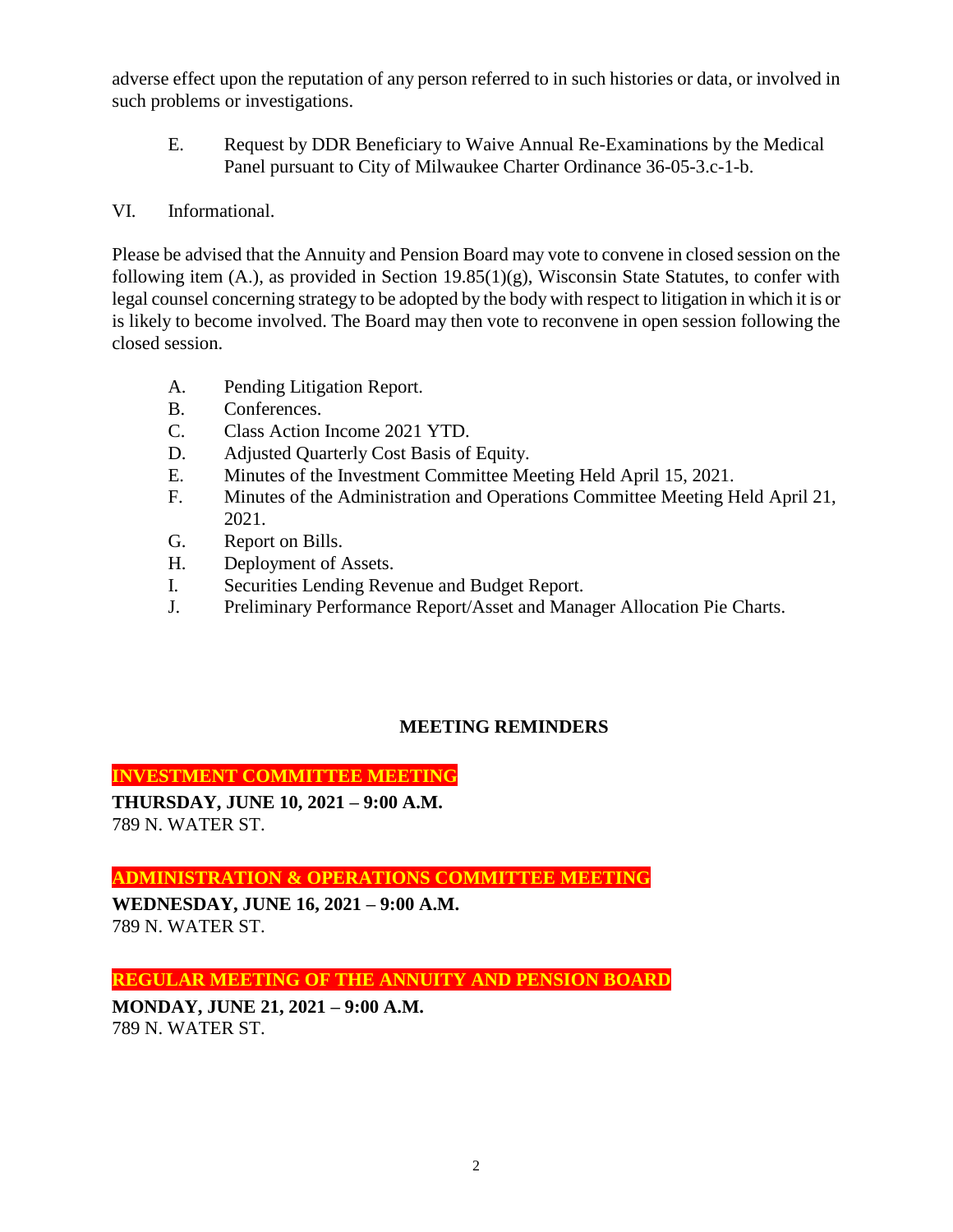adverse effect upon the reputation of any person referred to in such histories or data, or involved in such problems or investigations.

E. Request by DDR Beneficiary to Waive Annual Re-Examinations by the Medical Panel pursuant to City of Milwaukee Charter Ordinance 36-05-3.c-1-b.

VI. Informational.

Please be advised that the Annuity and Pension Board may vote to convene in closed session on the following item (A.), as provided in Section 19.85(1)(g), Wisconsin State Statutes, to confer with legal counsel concerning strategy to be adopted by the body with respect to litigation in which it is or is likely to become involved. The Board may then vote to reconvene in open session following the closed session.

A. Pending Litigation Report.
B. Conferences.
C. Class Action Income 2021 YTD.
D. Adjusted Quarterly Cost Basis of Equity.
E. Minutes of the Investment Committee Meeting Held April 15, 2021.
F. Minutes of the Administration and Operations Committee Meeting Held April 21, 2021.
G. Report on Bills.
H. Deployment of Assets.
I. Securities Lending Revenue and Budget Report.
J. Preliminary Performance Report/Asset and Manager Allocation Pie Charts.

## MEETING REMINDERS

**INVESTMENT COMMITTEE MEETING**

**THURSDAY, JUNE 10, 2021 – 9:00 A.M.**
789 N. WATER ST.

**ADMINISTRATION & OPERATIONS COMMITTEE MEETING**

**WEDNESDAY, JUNE 16, 2021 – 9:00 A.M.**
789 N. WATER ST.

**REGULAR MEETING OF THE ANNUITY AND PENSION BOARD**

**MONDAY, JUNE 21, 2021 – 9:00 A.M.**
789 N. WATER ST.